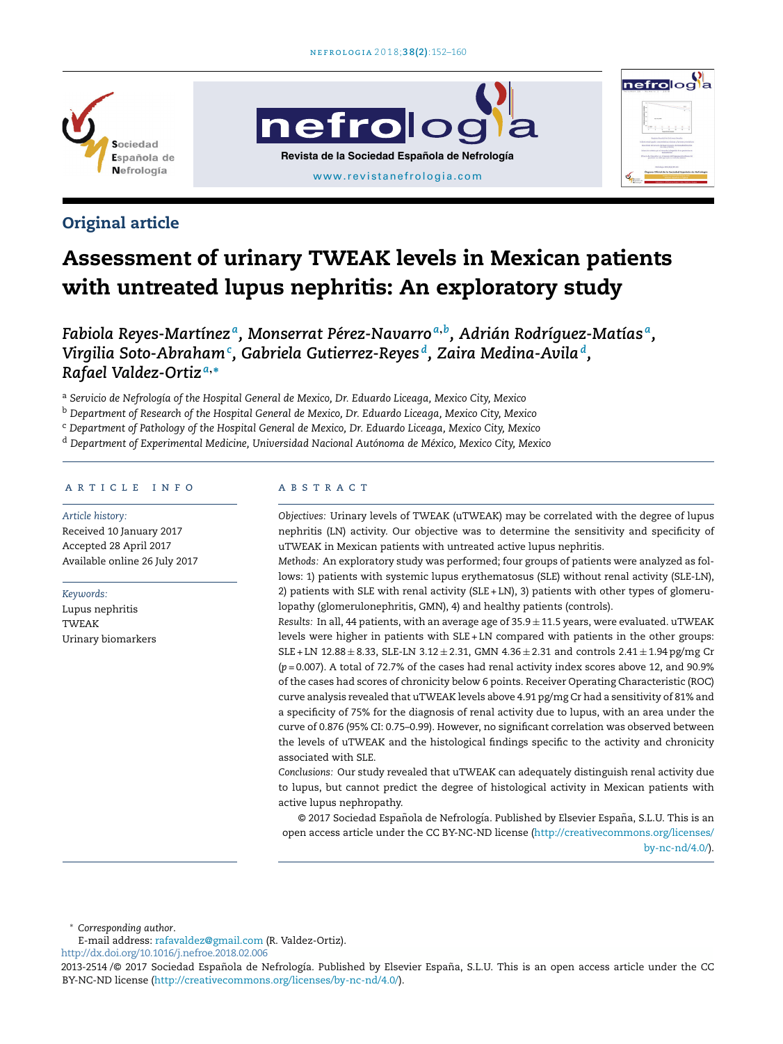## Original article

# Assessment of urinary TWEAK levels in Mexican patients with untreated lupus nephritis: An exploratory study

*Fabiola Reyes-Martínez*[a], *Monserrat Pérez-Navarro*[a,b], *Adrián Rodríguez-Matías*[a], *Virgilia Soto-Abraham*[c], *Gabriela Gutierrez-Reyes*[d], *Zaira Medina-Avila*[d], *Rafael Valdez-Ortiz*[a,*]

[a] *Servicio de Nefrología of the Hospital General de Mexico, Dr. Eduardo Liceaga, Mexico City, Mexico*

[b] *Department of Research of the Hospital General de Mexico, Dr. Eduardo Liceaga, Mexico City, Mexico*

[c] *Department of Pathology of the Hospital General de Mexico, Dr. Eduardo Liceaga, Mexico City, Mexico*

[d] *Department of Experimental Medicine, Universidad Nacional Autónoma de México, Mexico City, Mexico*

### ARTICLE INFO

*Article history:*
Received 10 January 2017
Accepted 28 April 2017
Available online 26 July 2017

*Keywords:*
Lupus nephritis
TWEAK
Urinary biomarkers

### ABSTRACT

*Objectives:* Urinary levels of TWEAK (uTWEAK) may be correlated with the degree of lupus nephritis (LN) activity. Our objective was to determine the sensitivity and specificity of uTWEAK in Mexican patients with untreated active lupus nephritis.

*Methods:* An exploratory study was performed; four groups of patients were analyzed as follows: 1) patients with systemic lupus erythematosus (SLE) without renal activity (SLE-LN), 2) patients with SLE with renal activity (SLE + LN), 3) patients with other types of glomerulopathy (glomerulonephritis, GMN), 4) and healthy patients (controls).

*Results:* In all, 44 patients, with an average age of $35.9 \pm 11.5$ years, were evaluated. uTWEAK levels were higher in patients with SLE + LN compared with patients in the other groups: SLE + LN $12.88 \pm 8.33$, SLE-LN $3.12 \pm 2.31$, GMN $4.36 \pm 2.31$ and controls $2.41 \pm 1.94$ pg/mg Cr ($p = 0.007$). A total of 72.7% of the cases had renal activity index scores above 12, and 90.9% of the cases had scores of chronicity below 6 points. Receiver Operating Characteristic (ROC) curve analysis revealed that uTWEAK levels above 4.91 pg/mg Cr had a sensitivity of 81% and a specificity of 75% for the diagnosis of renal activity due to lupus, with an area under the curve of 0.876 (95% CI: 0.75–0.99). However, no significant correlation was observed between the levels of uTWEAK and the histological findings specific to the activity and chronicity associated with SLE.

*Conclusions:* Our study revealed that uTWEAK can adequately distinguish renal activity due to lupus, but cannot predict the degree of histological activity in Mexican patients with active lupus nephropathy.

© 2017 Sociedad Española de Nefrología. Published by Elsevier España, S.L.U. This is an open access article under the CC BY-NC-ND license (http://creativecommons.org/licenses/by-nc-nd/4.0/).

\* *Corresponding author.*
E-mail address: rafavaldez@gmail.com (R. Valdez-Ortiz).

http://dx.doi.org/10.1016/j.nefroe.2018.02.006

2013-2514 /© 2017 Sociedad Española de Nefrología. Published by Elsevier España, S.L.U. This is an open access article under the CC BY-NC-ND license (http://creativecommons.org/licenses/by-nc-nd/4.0/).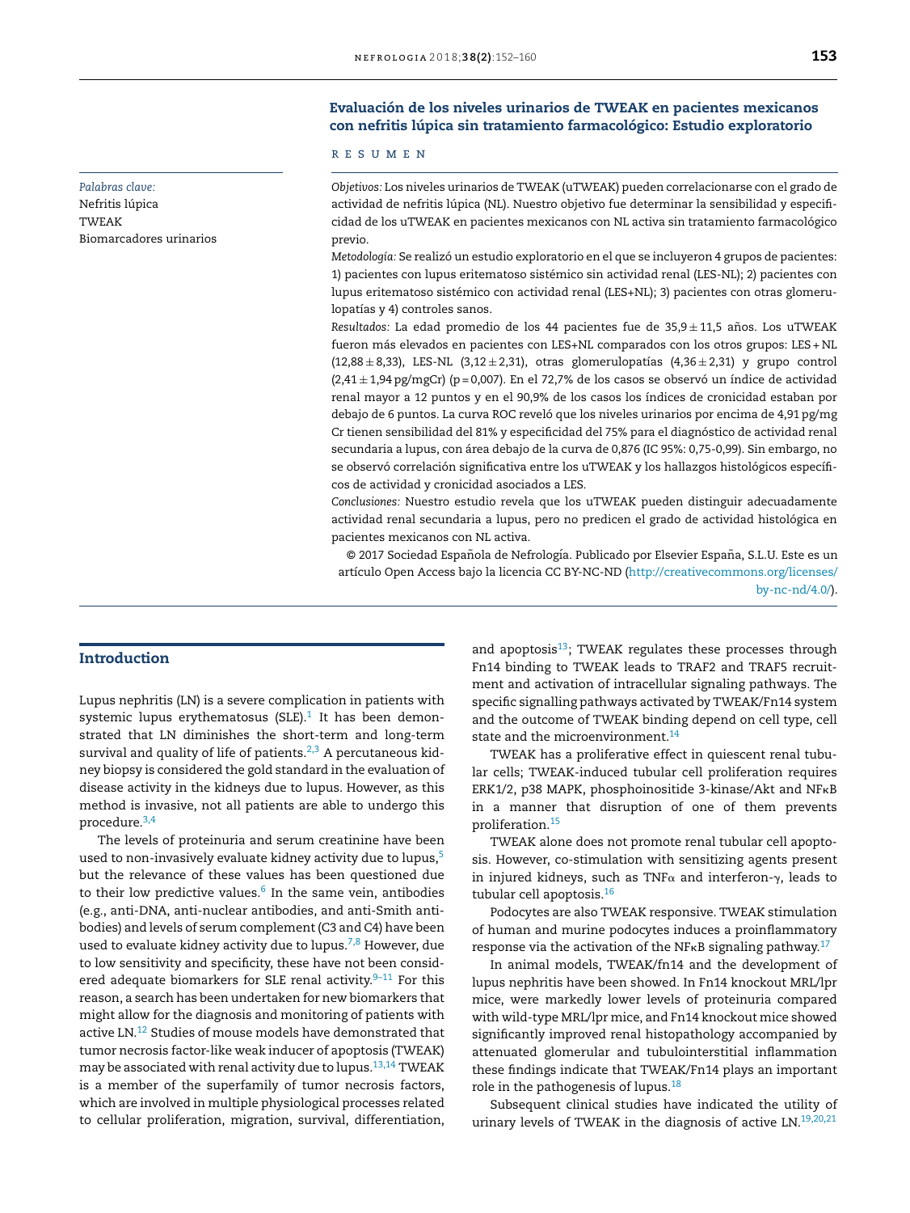## Evaluación de los niveles urinarios de TWEAK en pacientes mexicanos con nefritis lúpica sin tratamiento farmacológico: Estudio exploratorio

### RESUMEN

*Palabras clave:*
Nefritis lúpica
TWEAK
Biomarcadores urinarios

*Objetivos:* Los niveles urinarios de TWEAK (uTWEAK) pueden correlacionarse con el grado de actividad de nefritis lúpica (NL). Nuestro objetivo fue determinar la sensibilidad y especificidad de los uTWEAK en pacientes mexicanos con NL activa sin tratamiento farmacológico previo.

*Metodología:* Se realizó un estudio exploratorio en el que se incluyeron 4 grupos de pacientes: 1) pacientes con lupus eritematoso sistémico sin actividad renal (LES-NL); 2) pacientes con lupus eritematoso sistémico con actividad renal (LES+NL); 3) pacientes con otras glomerulopatías y 4) controles sanos.

*Resultados:* La edad promedio de los 44 pacientes fue de 35,9 ± 11,5 años. Los uTWEAK fueron más elevados en pacientes con LES+NL comparados con los otros grupos: LES + NL (12,88 ± 8,33), LES-NL (3,12 ± 2,31), otras glomerulopatías (4,36 ± 2,31) y grupo control (2,41 ± 1,94 pg/mgCr) (p = 0,007). En el 72,7% de los casos se observó un índice de actividad renal mayor a 12 puntos y en el 90,9% de los casos los índices de cronicidad estaban por debajo de 6 puntos. La curva ROC reveló que los niveles urinarios por encima de 4,91 pg/mg Cr tienen sensibilidad del 81% y especificidad del 75% para el diagnóstico de actividad renal secundaria a lupus, con área debajo de la curva de 0,876 (IC 95%: 0,75-0,99). Sin embargo, no se observó correlación significativa entre los uTWEAK y los hallazgos histológicos específicos de actividad y cronicidad asociados a LES.

*Conclusiones:* Nuestro estudio revela que los uTWEAK pueden distinguir adecuadamente actividad renal secundaria a lupus, pero no predicen el grado de actividad histológica en pacientes mexicanos con NL activa.

© 2017 Sociedad Española de Nefrología. Publicado por Elsevier España, S.L.U. Este es un artículo Open Access bajo la licencia CC BY-NC-ND (http://creativecommons.org/licenses/by-nc-nd/4.0/).

## Introduction

Lupus nephritis (LN) is a severe complication in patients with systemic lupus erythematosus (SLE).[1] It has been demonstrated that LN diminishes the short-term and long-term survival and quality of life of patients.[2,3] A percutaneous kidney biopsy is considered the gold standard in the evaluation of disease activity in the kidneys due to lupus. However, as this method is invasive, not all patients are able to undergo this procedure.[3,4]

The levels of proteinuria and serum creatinine have been used to non-invasively evaluate kidney activity due to lupus,[5] but the relevance of these values has been questioned due to their low predictive values.[6] In the same vein, antibodies (e.g., anti-DNA, anti-nuclear antibodies, and anti-Smith antibodies) and levels of serum complement (C3 and C4) have been used to evaluate kidney activity due to lupus.[7,8] However, due to low sensitivity and specificity, these have not been considered adequate biomarkers for SLE renal activity.[9–11] For this reason, a search has been undertaken for new biomarkers that might allow for the diagnosis and monitoring of patients with active LN.[12] Studies of mouse models have demonstrated that tumor necrosis factor-like weak inducer of apoptosis (TWEAK) may be associated with renal activity due to lupus.[13,14] TWEAK is a member of the superfamily of tumor necrosis factors, which are involved in multiple physiological processes related to cellular proliferation, migration, survival, differentiation, and apoptosis[13]; TWEAK regulates these processes through Fn14 binding to TWEAK leads to TRAF2 and TRAF5 recruitment and activation of intracellular signaling pathways. The specific signalling pathways activated by TWEAK/Fn14 system and the outcome of TWEAK binding depend on cell type, cell state and the microenvironment.[14]

TWEAK has a proliferative effect in quiescent renal tubular cells; TWEAK-induced tubular cell proliferation requires ERK1/2, p38 MAPK, phosphoinositide 3-kinase/Akt and NFκB in a manner that disruption of one of them prevents proliferation.[15]

TWEAK alone does not promote renal tubular cell apoptosis. However, co-stimulation with sensitizing agents present in injured kidneys, such as TNFα and interferon-γ, leads to tubular cell apoptosis.[16]

Podocytes are also TWEAK responsive. TWEAK stimulation of human and murine podocytes induces a proinflammatory response via the activation of the NFκB signaling pathway.[17]

In animal models, TWEAK/fn14 and the development of lupus nephritis have been showed. In Fn14 knockout MRL/lpr mice, were markedly lower levels of proteinuria compared with wild-type MRL/lpr mice, and Fn14 knockout mice showed significantly improved renal histopathology accompanied by attenuated glomerular and tubulointerstitial inflammation these findings indicate that TWEAK/Fn14 plays an important role in the pathogenesis of lupus.[18]

Subsequent clinical studies have indicated the utility of urinary levels of TWEAK in the diagnosis of active LN.[19,20,21]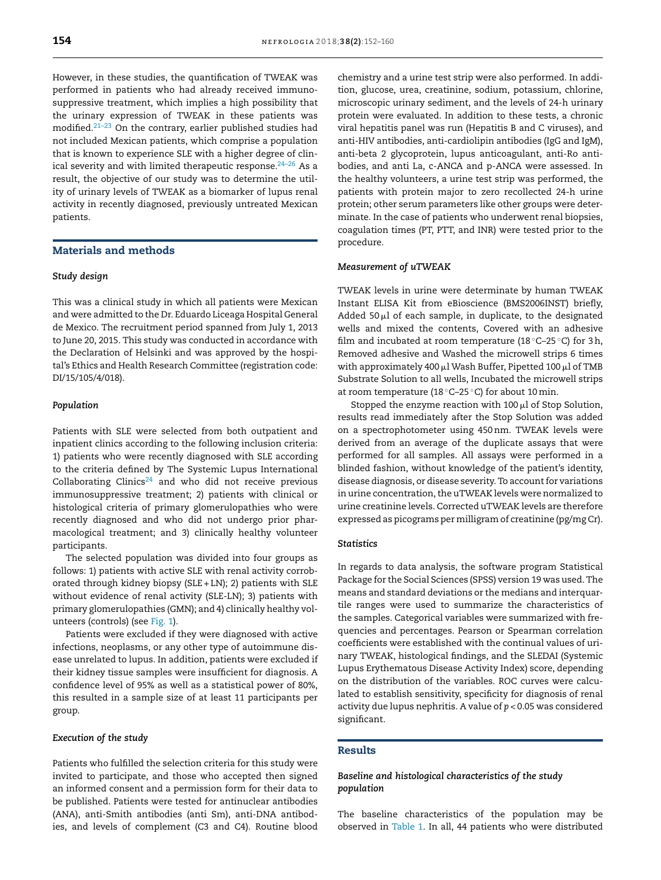However, in these studies, the quantification of TWEAK was performed in patients who had already received immunosuppressive treatment, which implies a high possibility that the urinary expression of TWEAK in these patients was modified.[21–23] On the contrary, earlier published studies had not included Mexican patients, which comprise a population that is known to experience SLE with a higher degree of clinical severity and with limited therapeutic response.[24–26] As a result, the objective of our study was to determine the utility of urinary levels of TWEAK as a biomarker of lupus renal activity in recently diagnosed, previously untreated Mexican patients.

## Materials and methods

### *Study design*

This was a clinical study in which all patients were Mexican and were admitted to the Dr. Eduardo Liceaga Hospital General de Mexico. The recruitment period spanned from July 1, 2013 to June 20, 2015. This study was conducted in accordance with the Declaration of Helsinki and was approved by the hospital's Ethics and Health Research Committee (registration code: DI/15/105/4/018).

### *Population*

Patients with SLE were selected from both outpatient and inpatient clinics according to the following inclusion criteria: 1) patients who were recently diagnosed with SLE according to the criteria defined by The Systemic Lupus International Collaborating Clinics[24] and who did not receive previous immunosuppressive treatment; 2) patients with clinical or histological criteria of primary glomerulopathies who were recently diagnosed and who did not undergo prior pharmacological treatment; and 3) clinically healthy volunteer participants.

The selected population was divided into four groups as follows: 1) patients with active SLE with renal activity corroborated through kidney biopsy (SLE + LN); 2) patients with SLE without evidence of renal activity (SLE-LN); 3) patients with primary glomerulopathies (GMN); and 4) clinically healthy volunteers (controls) (see Fig. 1).

Patients were excluded if they were diagnosed with active infections, neoplasms, or any other type of autoimmune disease unrelated to lupus. In addition, patients were excluded if their kidney tissue samples were insufficient for diagnosis. A confidence level of 95% as well as a statistical power of 80%, this resulted in a sample size of at least 11 participants per group.

### *Execution of the study*

Patients who fulfilled the selection criteria for this study were invited to participate, and those who accepted then signed an informed consent and a permission form for their data to be published. Patients were tested for antinuclear antibodies (ANA), anti-Smith antibodies (anti Sm), anti-DNA antibodies, and levels of complement (C3 and C4). Routine blood chemistry and a urine test strip were also performed. In addition, glucose, urea, creatinine, sodium, potassium, chlorine, microscopic urinary sediment, and the levels of 24-h urinary protein were evaluated. In addition to these tests, a chronic viral hepatitis panel was run (Hepatitis B and C viruses), and anti-HIV antibodies, anti-cardiolipin antibodies (IgG and IgM), anti-beta 2 glycoprotein, lupus anticoagulant, anti-Ro antibodies, and anti La, c-ANCA and p-ANCA were assessed. In the healthy volunteers, a urine test strip was performed, the patients with protein major to zero recollected 24-h urine protein; other serum parameters like other groups were determinate. In the case of patients who underwent renal biopsies, coagulation times (PT, PTT, and INR) were tested prior to the procedure.

### *Measurement of uTWEAK*

TWEAK levels in urine were determinate by human TWEAK Instant ELISA Kit from eBioscience (BMS2006INST) briefly, Added 50 µl of each sample, in duplicate, to the designated wells and mixed the contents, Covered with an adhesive film and incubated at room temperature (18 °C–25 °C) for 3 h, Removed adhesive and Washed the microwell strips 6 times with approximately 400 µl Wash Buffer, Pipetted 100 µl of TMB Substrate Solution to all wells, Incubated the microwell strips at room temperature (18 °C–25 °C) for about 10 min.

Stopped the enzyme reaction with 100 µl of Stop Solution, results read immediately after the Stop Solution was added on a spectrophotometer using 450 nm. TWEAK levels were derived from an average of the duplicate assays that were performed for all samples. All assays were performed in a blinded fashion, without knowledge of the patient's identity, disease diagnosis, or disease severity. To account for variations in urine concentration, the uTWEAK levels were normalized to urine creatinine levels. Corrected uTWEAK levels are therefore expressed as picograms per milligram of creatinine (pg/mg Cr).

### *Statistics*

In regards to data analysis, the software program Statistical Package for the Social Sciences (SPSS) version 19 was used. The means and standard deviations or the medians and interquartile ranges were used to summarize the characteristics of the samples. Categorical variables were summarized with frequencies and percentages. Pearson or Spearman correlation coefficients were established with the continual values of urinary TWEAK, histological findings, and the SLEDAI (Systemic Lupus Erythematous Disease Activity Index) score, depending on the distribution of the variables. ROC curves were calculated to establish sensitivity, specificity for diagnosis of renal activity due lupus nephritis. A value of $p < 0.05$ was considered significant.

## Results

### *Baseline and histological characteristics of the study population*

The baseline characteristics of the population may be observed in Table 1. In all, 44 patients who were distributed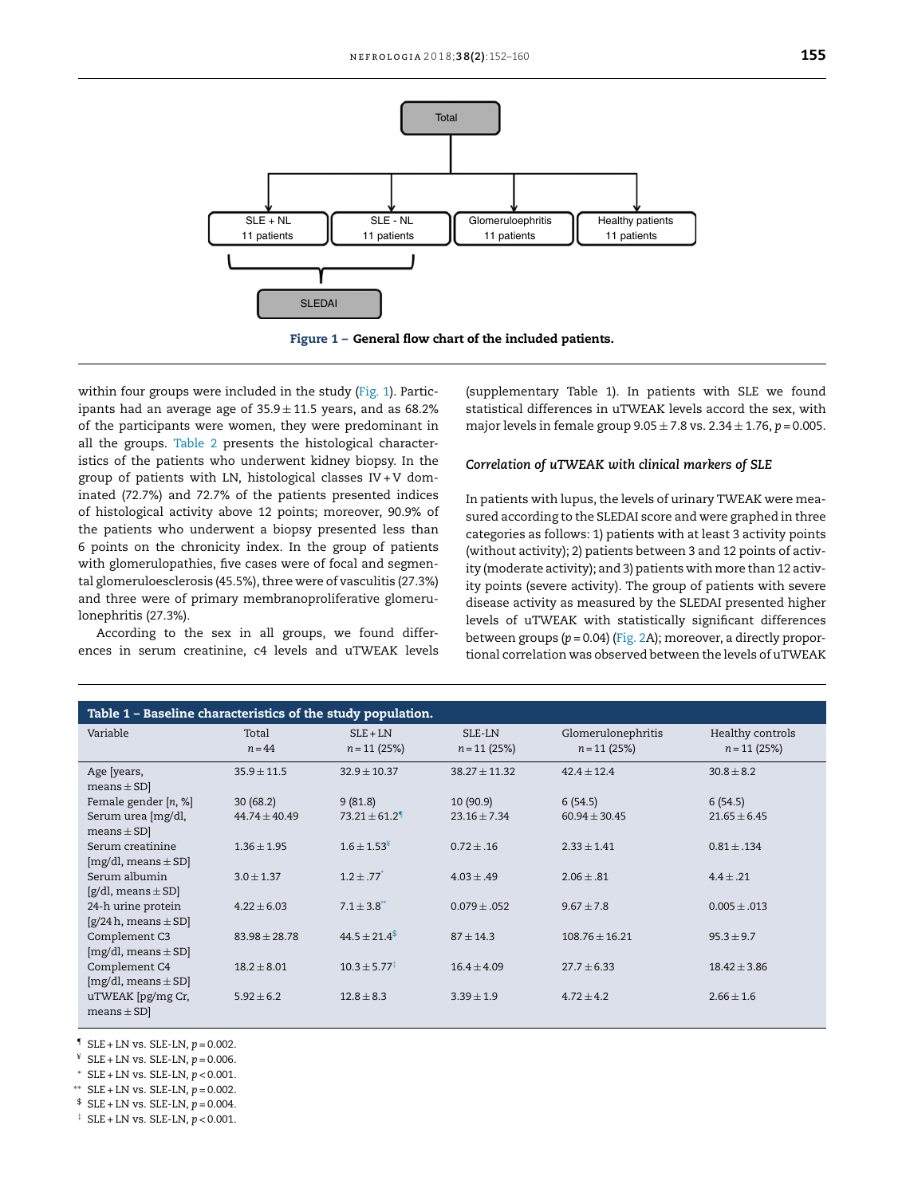Figure 1 – General flow chart of the included patients.

within four groups were included in the study (Fig. 1). Participants had an average age of 35.9 ± 11.5 years, and as 68.2% of the participants were women, they were predominant in all the groups. Table 2 presents the histological characteristics of the patients who underwent kidney biopsy. In the group of patients with LN, histological classes IV + V dominated (72.7%) and 72.7% of the patients presented indices of histological activity above 12 points; moreover, 90.9% of the patients who underwent a biopsy presented less than 6 points on the chronicity index. In the group of patients with glomerulopathies, five cases were of focal and segmental glomeruloesclerosis (45.5%), three were of vasculitis (27.3%) and three were of primary membranoproliferative glomerulonephritis (27.3%).

According to the sex in all groups, we found differences in serum creatinine, c4 levels and uTWEAK levels (supplementary Table 1). In patients with SLE we found statistical differences in uTWEAK levels accord the sex, with major levels in female group 9.05 ± 7.8 vs. 2.34 ± 1.76, $p = 0.005$.

### Correlation of uTWEAK with clinical markers of SLE

In patients with lupus, the levels of urinary TWEAK were measured according to the SLEDAI score and were graphed in three categories as follows: 1) patients with at least 3 activity points (without activity); 2) patients between 3 and 12 points of activity (moderate activity); and 3) patients with more than 12 activity points (severe activity). The group of patients with severe disease activity as measured by the SLEDAI presented higher levels of uTWEAK with statistically significant differences between groups ($p = 0.04$) (Fig. 2A); moreover, a directly proportional correlation was observed between the levels of uTWEAK

**Table 1 – Baseline characteristics of the study population.**

| Variable | Total n = 44 | SLE + LN n = 11 (25%) | SLE-LN n = 11 (25%) | Glomerulonephritis n = 11 (25%) | Healthy controls n = 11 (25%) |
|---|---|---|---|---|---|
| Age [years, means ± SD] | 35.9 ± 11.5 | 32.9 ± 10.37 | 38.27 ± 11.32 | 42.4 ± 12.4 | 30.8 ± 8.2 |
| Female gender [n, %] | 30 (68.2) | 9 (81.8) | 10 (90.9) | 6 (54.5) | 6 (54.5) |
| Serum urea [mg/dl, means ± SD] | 44.74 ± 40.49 | 73.21 ± 61.2[¶] | 23.16 ± 7.34 | 60.94 ± 30.45 | 21.65 ± 6.45 |
| Serum creatinine [mg/dl, means ± SD] | 1.36 ± 1.95 | 1.6 ± 1.53[¥] | 0.72 ± .16 | 2.33 ± 1.41 | 0.81 ± .134 |
| Serum albumin [g/dl, means ± SD] | 3.0 ± 1.37 | 1.2 ± .77[*] | 4.03 ± .49 | 2.06 ± .81 | 4.4 ± .21 |
| 24-h urine protein [g/24 h, means ± SD] | 4.22 ± 6.03 | 7.1 ± 3.8[**] | 0.079 ± .052 | 9.67 ± 7.8 | 0.005 ± .013 |
| Complement C3 [mg/dl, means ± SD] | 83.98 ± 28.78 | 44.5 ± 21.4[$] | 87 ± 14.3 | 108.76 ± 16.21 | 95.3 ± 9.7 |
| Complement C4 [mg/dl, means ± SD] | 18.2 ± 8.01 | 10.3 ± 5.77[‡] | 16.4 ± 4.09 | 27.7 ± 6.33 | 18.42 ± 3.86 |
| uTWEAK [pg/mg Cr, means ± SD] | 5.92 ± 6.2 | 12.8 ± 8.3 | 3.39 ± 1.9 | 4.72 ± 4.2 | 2.66 ± 1.6 |

[¶] SLE + LN vs. SLE-LN, $p = 0.002$.
[¥] SLE + LN vs. SLE-LN, $p = 0.006$.
[*] SLE + LN vs. SLE-LN, $p < 0.001$.
[**] SLE + LN vs. SLE-LN, $p = 0.002$.
[$] SLE + LN vs. SLE-LN, $p = 0.004$.
[‡] SLE + LN vs. SLE-LN, $p < 0.001$.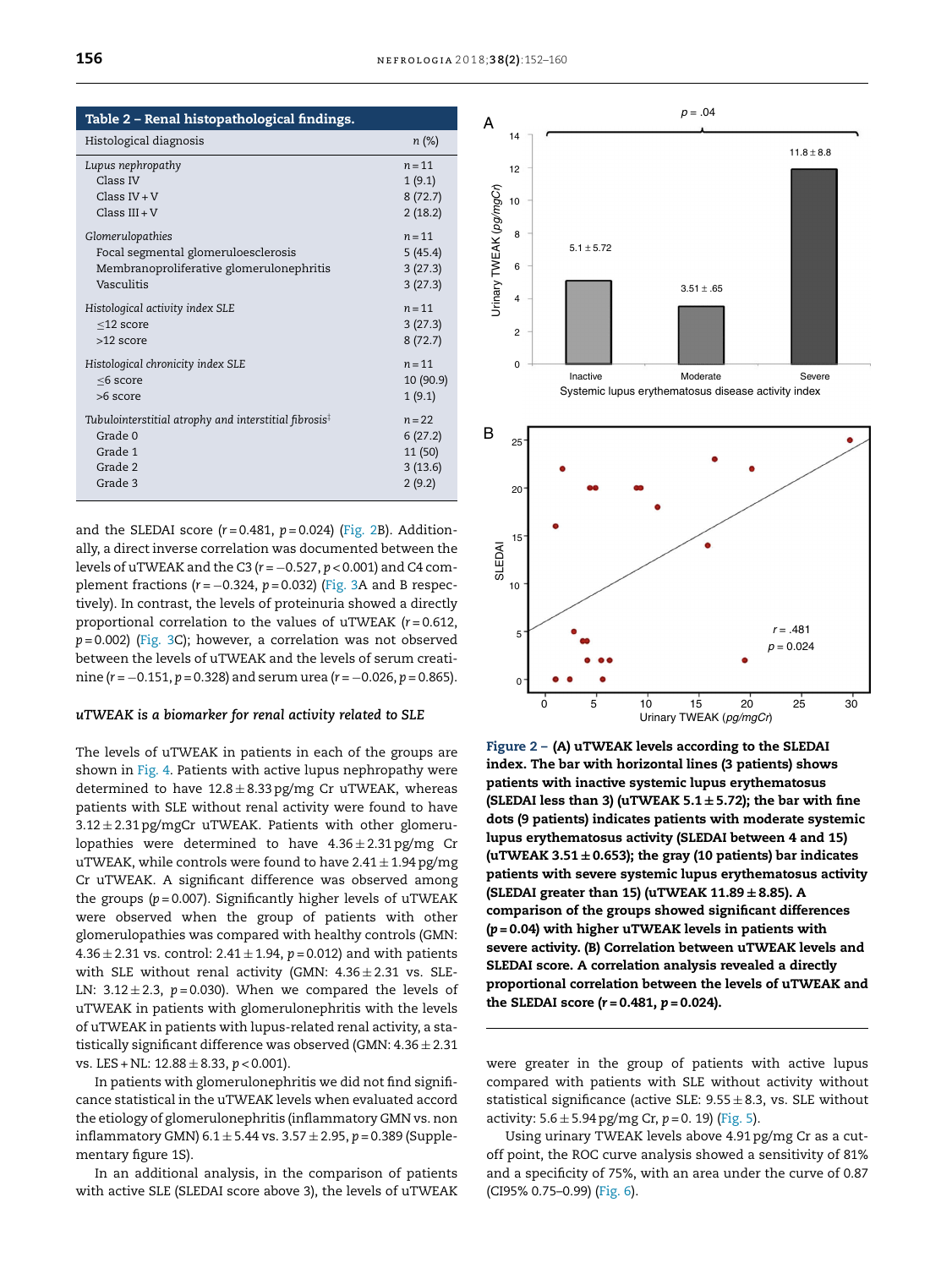**Table 2 – Renal histopathological findings.**

| Histological diagnosis | n (%) |
|---|---|
| *Lupus nephropathy* | n = 11 |
| Class IV | 1 (9.1) |
| Class IV + V | 8 (72.7) |
| Class III + V | 2 (18.2) |
| *Glomerulopathies* | n = 11 |
| Focal segmental glomeruloesclerosis | 5 (45.4) |
| Membranoproliferative glomerulonephritis | 3 (27.3) |
| Vasculitis | 3 (27.3) |
| *Histological activity index SLE* | n = 11 |
| ≤12 score | 3 (27.3) |
| >12 score | 8 (72.7) |
| *Histological chronicity index SLE* | n = 11 |
| ≤6 score | 10 (90.9) |
| >6 score | 1 (9.1) |
| *Tubulointerstitial atrophy and interstitial fibrosis*[‡] | n = 22 |
| Grade 0 | 6 (27.2) |
| Grade 1 | 11 (50) |
| Grade 2 | 3 (13.6) |
| Grade 3 | 2 (9.2) |

and the SLEDAI score ($r = 0.481$, $p = 0.024$) (Fig. 2B). Additionally, a direct inverse correlation was documented between the levels of uTWEAK and the C3 ($r = -0.527$, $p < 0.001$) and C4 complement fractions ($r = -0.324$, $p = 0.032$) (Fig. 3A and B respectively). In contrast, the levels of proteinuria showed a directly proportional correlation to the values of uTWEAK ($r = 0.612$, $p = 0.002$) (Fig. 3C); however, a correlation was not observed between the levels of uTWEAK and the levels of serum creatinine ($r = -0.151$, $p = 0.328$) and serum urea ($r = -0.026$, $p = 0.865$).

### *uTWEAK is a biomarker for renal activity related to SLE*

The levels of uTWEAK in patients in each of the groups are shown in Fig. 4. Patients with active lupus nephropathy were determined to have 12.8 ± 8.33 pg/mg Cr uTWEAK, whereas patients with SLE without renal activity were found to have 3.12 ± 2.31 pg/mgCr uTWEAK. Patients with other glomerulopathies were determined to have 4.36 ± 2.31 pg/mg Cr uTWEAK, while controls were found to have 2.41 ± 1.94 pg/mg Cr uTWEAK. A significant difference was observed among the groups ($p = 0.007$). Significantly higher levels of uTWEAK were observed when the group of patients with other glomerulopathies was compared with healthy controls (GMN: 4.36 ± 2.31 vs. control: 2.41 ± 1.94, $p = 0.012$) and with patients with SLE without renal activity (GMN: 4.36 ± 2.31 vs. SLE-LN: 3.12 ± 2.3, $p = 0.030$). When we compared the levels of uTWEAK in patients with glomerulonephritis with the levels of uTWEAK in patients with lupus-related renal activity, a statistically significant difference was observed (GMN: 4.36 ± 2.31 vs. LES + NL: 12.88 ± 8.33, $p < 0.001$).

In patients with glomerulonephritis we did not find significance statistical in the uTWEAK levels when evaluated accord the etiology of glomerulonephritis (inflammatory GMN vs. non inflammatory GMN) 6.1 ± 5.44 vs. 3.57 ± 2.95, $p = 0.389$ (Supplementary figure 1S).

In an additional analysis, in the comparison of patients with active SLE (SLEDAI score above 3), the levels of uTWEAK were greater in the group of patients with active lupus compared with patients with SLE without activity without statistical significance (active SLE: 9.55 ± 8.3, vs. SLE without activity: 5.6 ± 5.94 pg/mg Cr, $p = 0.19$) (Fig. 5).

Using urinary TWEAK levels above 4.91 pg/mg Cr as a cut-off point, the ROC curve analysis showed a sensitivity of 81% and a specificity of 75%, with an area under the curve of 0.87 (CI95% 0.75–0.99) (Fig. 6).

**Figure 2 – (A) uTWEAK levels according to the SLEDAI index. The bar with horizontal lines (3 patients) shows patients with inactive systemic lupus erythematosus (SLEDAI less than 3) (uTWEAK 5.1 ± 5.72); the bar with fine dots (9 patients) indicates patients with moderate systemic lupus erythematosus activity (SLEDAI between 4 and 15) (uTWEAK 3.51 ± 0.653); the gray (10 patients) bar indicates patients with severe systemic lupus erythematosus activity (SLEDAI greater than 15) (uTWEAK 11.89 ± 8.85). A comparison of the groups showed significant differences ($p = 0.04$) with higher uTWEAK levels in patients with severe activity. (B) Correlation between uTWEAK levels and SLEDAI score. A correlation analysis revealed a directly proportional correlation between the levels of uTWEAK and the SLEDAI score ($r = 0.481$, $p = 0.024$).**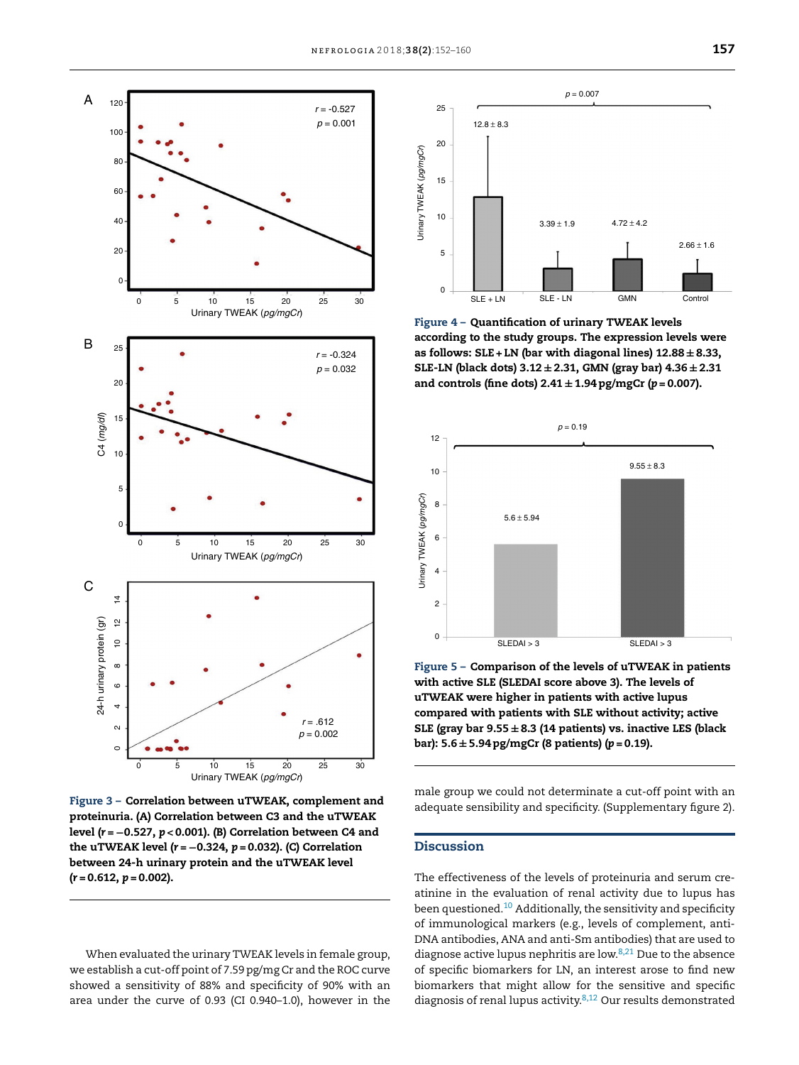**Figure 3 – Correlation between uTWEAK, complement and proteinuria. (A) Correlation between C3 and the uTWEAK level ($r = -0.527$, $p < 0.001$). (B) Correlation between C4 and the uTWEAK level ($r = -0.324$, $p = 0.032$). (C) Correlation between 24-h urinary protein and the uTWEAK level ($r = 0.612$, $p = 0.002$).**

When evaluated the urinary TWEAK levels in female group, we establish a cut-off point of 7.59 pg/mg Cr and the ROC curve showed a sensitivity of 88% and specificity of 90% with an area under the curve of 0.93 (CI 0.940–1.0), however in the male group we could not determinate a cut-off point with an adequate sensibility and specificity. (Supplementary figure 2).

**Figure 4 – Quantification of urinary TWEAK levels according to the study groups. The expression levels were as follows: SLE + LN (bar with diagonal lines) 12.88 ± 8.33, SLE-LN (black dots) 3.12 ± 2.31, GMN (gray bar) 4.36 ± 2.31 and controls (fine dots) 2.41 ± 1.94 pg/mgCr ($p = 0.007$).**

**Figure 5 – Comparison of the levels of uTWEAK in patients with active SLE (SLEDAI score above 3). The levels of uTWEAK were higher in patients with active lupus compared with patients with SLE without activity; active SLE (gray bar 9.55 ± 8.3 (14 patients) vs. inactive LES (black bar): 5.6 ± 5.94 pg/mgCr (8 patients) ($p = 0.19$).**

## Discussion

The effectiveness of the levels of proteinuria and serum creatinine in the evaluation of renal activity due to lupus has been questioned.[10] Additionally, the sensitivity and specificity of immunological markers (e.g., levels of complement, anti-DNA antibodies, ANA and anti-Sm antibodies) that are used to diagnose active lupus nephritis are low.[8,21] Due to the absence of specific biomarkers for LN, an interest arose to find new biomarkers that might allow for the sensitive and specific diagnosis of renal lupus activity.[8,12] Our results demonstrated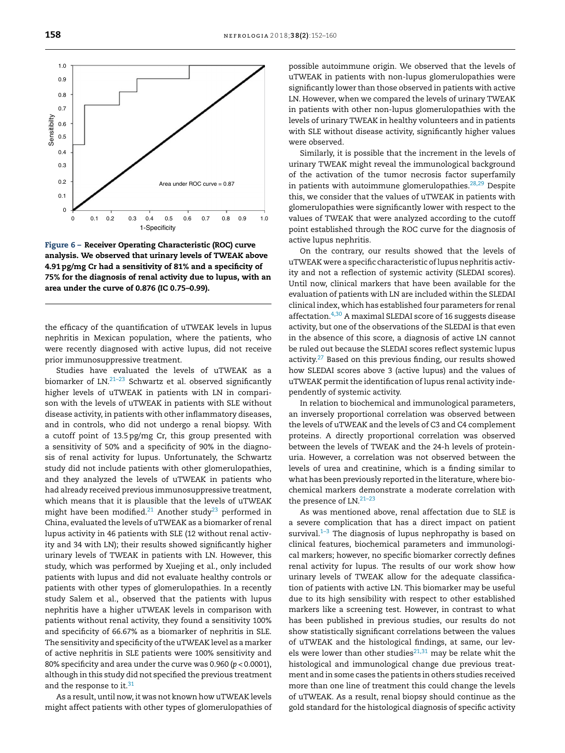Figure 6 – Receiver Operating Characteristic (ROC) curve analysis. We observed that urinary levels of TWEAK above 4.91 pg/mg Cr had a sensitivity of 81% and a specificity of 75% for the diagnosis of renal activity due to lupus, with an area under the curve of 0.876 (IC 0.75–0.99).

the efficacy of the quantification of uTWEAK levels in lupus nephritis in Mexican population, where the patients, who were recently diagnosed with active lupus, did not receive prior immunosuppressive treatment.

Studies have evaluated the levels of uTWEAK as a biomarker of LN.[21–23] Schwartz et al. observed significantly higher levels of uTWEAK in patients with LN in comparison with the levels of uTWEAK in patients with SLE without disease activity, in patients with other inflammatory diseases, and in controls, who did not undergo a renal biopsy. With a cutoff point of 13.5 pg/mg Cr, this group presented with a sensitivity of 50% and a specificity of 90% in the diagnosis of renal activity for lupus. Unfortunately, the Schwartz study did not include patients with other glomerulopathies, and they analyzed the levels of uTWEAK in patients who had already received previous immunosuppressive treatment, which means that it is plausible that the levels of uTWEAK might have been modified.[21] Another study[23] performed in China, evaluated the levels of uTWEAK as a biomarker of renal lupus activity in 46 patients with SLE (12 without renal activity and 34 with LN); their results showed significantly higher urinary levels of TWEAK in patients with LN. However, this study, which was performed by Xuejing et al., only included patients with lupus and did not evaluate healthy controls or patients with other types of glomerulopathies. In a recently study Salem et al., observed that the patients with lupus nephritis have a higher uTWEAK levels in comparison with patients without renal activity, they found a sensitivity 100% and specificity of 66.67% as a biomarker of nephritis in SLE. The sensitivity and specificity of the uTWEAK level as a marker of active nephritis in SLE patients were 100% sensitivity and 80% specificity and area under the curve was 0.960 ($p < 0.0001$), although in this study did not specified the previous treatment and the response to it.[31]

As a result, until now, it was not known how uTWEAK levels might affect patients with other types of glomerulopathies of possible autoimmune origin. We observed that the levels of uTWEAK in patients with non-lupus glomerulopathies were significantly lower than those observed in patients with active LN. However, when we compared the levels of urinary TWEAK in patients with other non-lupus glomerulopathies with the levels of urinary TWEAK in healthy volunteers and in patients with SLE without disease activity, significantly higher values were observed.

Similarly, it is possible that the increment in the levels of urinary TWEAK might reveal the immunological background of the activation of the tumor necrosis factor superfamily in patients with autoimmune glomerulopathies.[28,29] Despite this, we consider that the values of uTWEAK in patients with glomerulopathies were significantly lower with respect to the values of TWEAK that were analyzed according to the cutoff point established through the ROC curve for the diagnosis of active lupus nephritis.

On the contrary, our results showed that the levels of uTWEAK were a specific characteristic of lupus nephritis activity and not a reflection of systemic activity (SLEDAI scores). Until now, clinical markers that have been available for the evaluation of patients with LN are included within the SLEDAI clinical index, which has established four parameters for renal affectation.[4,30] A maximal SLEDAI score of 16 suggests disease activity, but one of the observations of the SLEDAI is that even in the absence of this score, a diagnosis of active LN cannot be ruled out because the SLEDAI scores reflect systemic lupus activity.[27] Based on this previous finding, our results showed how SLEDAI scores above 3 (active lupus) and the values of uTWEAK permit the identification of lupus renal activity independently of systemic activity.

In relation to biochemical and immunological parameters, an inversely proportional correlation was observed between the levels of uTWEAK and the levels of C3 and C4 complement proteins. A directly proportional correlation was observed between the levels of TWEAK and the 24-h levels of proteinuria. However, a correlation was not observed between the levels of urea and creatinine, which is a finding similar to what has been previously reported in the literature, where biochemical markers demonstrate a moderate correlation with the presence of LN.[21–23]

As was mentioned above, renal affectation due to SLE is a severe complication that has a direct impact on patient survival.[1–3] The diagnosis of lupus nephropathy is based on clinical features, biochemical parameters and immunological markers; however, no specific biomarker correctly defines renal activity for lupus. The results of our work show how urinary levels of TWEAK allow for the adequate classification of patients with active LN. This biomarker may be useful due to its high sensibility with respect to other established markers like a screening test. However, in contrast to what has been published in previous studies, our results do not show statistically significant correlations between the values of uTWEAK and the histological findings, at same, our levels were lower than other studies[21,31] may be relate whit the histological and immunological change due previous treatment and in some cases the patients in others studies received more than one line of treatment this could change the levels of uTWEAK. As a result, renal biopsy should continue as the gold standard for the histological diagnosis of specific activity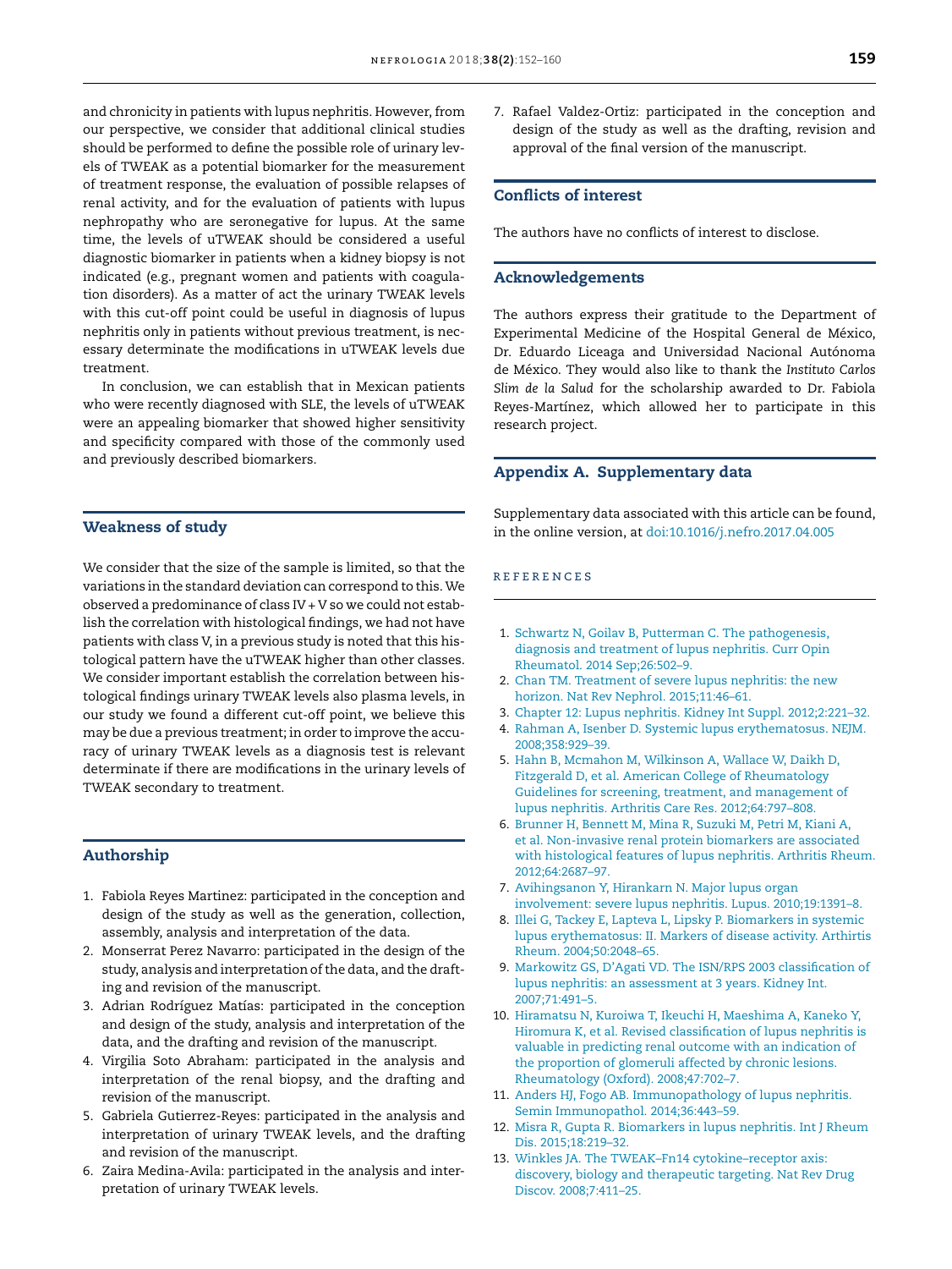and chronicity in patients with lupus nephritis. However, from our perspective, we consider that additional clinical studies should be performed to define the possible role of urinary levels of TWEAK as a potential biomarker for the measurement of treatment response, the evaluation of possible relapses of renal activity, and for the evaluation of patients with lupus nephropathy who are seronegative for lupus. At the same time, the levels of uTWEAK should be considered a useful diagnostic biomarker in patients when a kidney biopsy is not indicated (e.g., pregnant women and patients with coagulation disorders). As a matter of act the urinary TWEAK levels with this cut-off point could be useful in diagnosis of lupus nephritis only in patients without previous treatment, is necessary determinate the modifications in uTWEAK levels due treatment.

In conclusion, we can establish that in Mexican patients who were recently diagnosed with SLE, the levels of uTWEAK were an appealing biomarker that showed higher sensitivity and specificity compared with those of the commonly used and previously described biomarkers.

## Weakness of study

We consider that the size of the sample is limited, so that the variations in the standard deviation can correspond to this. We observed a predominance of class IV + V so we could not establish the correlation with histological findings, we had not have patients with class V, in a previous study is noted that this histological pattern have the uTWEAK higher than other classes. We consider important establish the correlation between histological findings urinary TWEAK levels also plasma levels, in our study we found a different cut-off point, we believe this may be due a previous treatment; in order to improve the accuracy of urinary TWEAK levels as a diagnosis test is relevant determinate if there are modifications in the urinary levels of TWEAK secondary to treatment.

## Authorship

1. Fabiola Reyes Martinez: participated in the conception and design of the study as well as the generation, collection, assembly, analysis and interpretation of the data.
2. Monserrat Perez Navarro: participated in the design of the study, analysis and interpretation of the data, and the drafting and revision of the manuscript.
3. Adrian Rodríguez Matías: participated in the conception and design of the study, analysis and interpretation of the data, and the drafting and revision of the manuscript.
4. Virgilia Soto Abraham: participated in the analysis and interpretation of the renal biopsy, and the drafting and revision of the manuscript.
5. Gabriela Gutierrez-Reyes: participated in the analysis and interpretation of urinary TWEAK levels, and the drafting and revision of the manuscript.
6. Zaira Medina-Avila: participated in the analysis and interpretation of urinary TWEAK levels.
7. Rafael Valdez-Ortiz: participated in the conception and design of the study as well as the drafting, revision and approval of the final version of the manuscript.

## Conflicts of interest

The authors have no conflicts of interest to disclose.

## Acknowledgements

The authors express their gratitude to the Department of Experimental Medicine of the Hospital General de México, Dr. Eduardo Liceaga and Universidad Nacional Autónoma de México. They would also like to thank the *Instituto Carlos Slim de la Salud* for the scholarship awarded to Dr. Fabiola Reyes-Martínez, which allowed her to participate in this research project.

## Appendix A. Supplementary data

Supplementary data associated with this article can be found, in the online version, at doi:10.1016/j.nefro.2017.04.005

## REFERENCES

1. Schwartz N, Goilav B, Putterman C. The pathogenesis, diagnosis and treatment of lupus nephritis. Curr Opin Rheumatol. 2014 Sep;26:502–9.
2. Chan TM. Treatment of severe lupus nephritis: the new horizon. Nat Rev Nephrol. 2015;11:46–61.
3. Chapter 12: Lupus nephritis. Kidney Int Suppl. 2012;2:221–32.
4. Rahman A, Isenber D. Systemic lupus erythematosus. NEJM. 2008;358:929–39.
5. Hahn B, Mcmahon M, Wilkinson A, Wallace W, Daikh D, Fitzgerald D, et al. American College of Rheumatology Guidelines for screening, treatment, and management of lupus nephritis. Arthritis Care Res. 2012;64:797–808.
6. Brunner H, Bennett M, Mina R, Suzuki M, Petri M, Kiani A, et al. Non-invasive renal protein biomarkers are associated with histological features of lupus nephritis. Arthritis Rheum. 2012;64:2687–97.
7. Avihingsanon Y, Hirankarn N. Major lupus organ involvement: severe lupus nephritis. Lupus. 2010;19:1391–8.
8. Illei G, Tackey E, Lapteva L, Lipsky P. Biomarkers in systemic lupus erythematosus: II. Markers of disease activity. Arthirtis Rheum. 2004;50:2048–65.
9. Markowitz GS, D'Agati VD. The ISN/RPS 2003 classification of lupus nephritis: an assessment at 3 years. Kidney Int. 2007;71:491–5.
10. Hiramatsu N, Kuroiwa T, Ikeuchi H, Maeshima A, Kaneko Y, Hiromura K, et al. Revised classification of lupus nephritis is valuable in predicting renal outcome with an indication of the proportion of glomeruli affected by chronic lesions. Rheumatology (Oxford). 2008;47:702–7.
11. Anders HJ, Fogo AB. Immunopathology of lupus nephritis. Semin Immunopathol. 2014;36:443–59.
12. Misra R, Gupta R. Biomarkers in lupus nephritis. Int J Rheum Dis. 2015;18:219–32.
13. Winkles JA. The TWEAK–Fn14 cytokine–receptor axis: discovery, biology and therapeutic targeting. Nat Rev Drug Discov. 2008;7:411–25.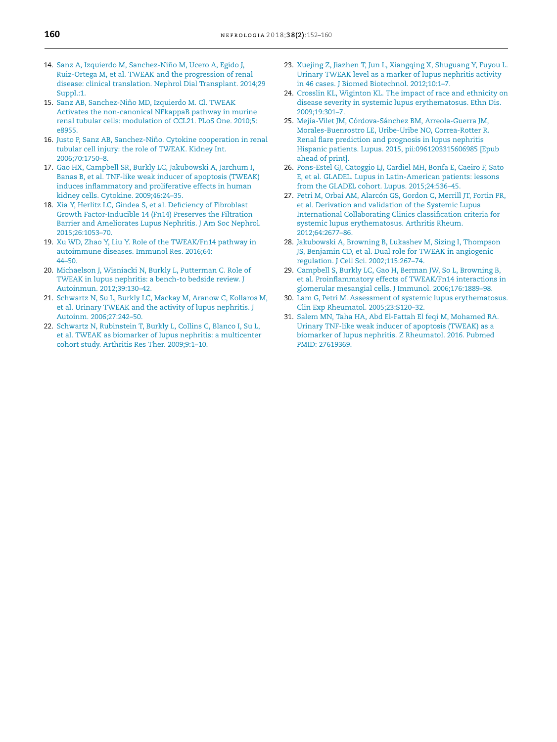14. Sanz A, Izquierdo M, Sanchez-Niño M, Ucero A, Egido J, Ruiz-Ortega M, et al. TWEAK and the progression of renal disease: clinical translation. Nephrol Dial Transplant. 2014;29 Suppl.:1.
15. Sanz AB, Sanchez-Niño MD, Izquierdo M. Cl. TWEAK Activates the non-canonical NFkappaB pathway in murine renal tubular cells: modulation of CCL21. PLoS One. 2010;5: e8955.
16. Justo P, Sanz AB, Sanchez-Niño. Cytokine cooperation in renal tubular cell injury: the role of TWEAK. Kidney Int. 2006;70:1750–8.
17. Gao HX, Campbell SR, Burkly LC, Jakubowski A, Jarchum I, Banas B, et al. TNF-like weak inducer of apoptosis (TWEAK) induces inflammatory and proliferative effects in human kidney cells. Cytokine. 2009;46:24–35.
18. Xia Y, Herlitz LC, Gindea S, et al. Deficiency of Fibroblast Growth Factor-Inducible 14 (Fn14) Preserves the Filtration Barrier and Ameliorates Lupus Nephritis. J Am Soc Nephrol. 2015;26:1053–70.
19. Xu WD, Zhao Y, Liu Y. Role of the TWEAK/Fn14 pathway in autoimmune diseases. Immunol Res. 2016;64: 44–50.
20. Michaelson J, Wisniacki N, Burkly L, Putterman C. Role of TWEAK in lupus nephritis: a bench-to bedside review. J Autoinmun. 2012;39:130–42.
21. Schwartz N, Su L, Burkly LC, Mackay M, Aranow C, Kollaros M, et al. Urinary TWEAK and the activity of lupus nephritis. J Autoinm. 2006;27:242–50.
22. Schwartz N, Rubinstein T, Burkly L, Collins C, Blanco I, Su L, et al. TWEAK as biomarker of lupus nephritis: a multicenter cohort study. Arthritis Res Ther. 2009;9:1–10.
23. Xuejing Z, Jiazhen T, Jun L, Xiangqing X, Shuguang Y, Fuyou L. Urinary TWEAK level as a marker of lupus nephritis activity in 46 cases. J Biomed Biotechnol. 2012;10:1–7.
24. Crosslin KL, Wiginton KL. The impact of race and ethnicity on disease severity in systemic lupus erythematosus. Ethn Dis. 2009;19:301–7.
25. Mejía-Vilet JM, Córdova-Sánchez BM, Arreola-Guerra JM, Morales-Buenrostro LE, Uribe-Uribe NO, Correa-Rotter R. Renal flare prediction and prognosis in lupus nephritis Hispanic patients. Lupus. 2015, pii:0961203315606985 [Epub ahead of print].
26. Pons-Estel GJ, Catoggio LJ, Cardiel MH, Bonfa E, Caeiro F, Sato E, et al. GLADEL. Lupus in Latin-American patients: lessons from the GLADEL cohort. Lupus. 2015;24:536–45.
27. Petri M, Orbai AM, Alarcón GS, Gordon C, Merrill JT, Fortin PR, et al. Derivation and validation of the Systemic Lupus International Collaborating Clinics classification criteria for systemic lupus erythematosus. Arthritis Rheum. 2012;64:2677–86.
28. Jakubowski A, Browning B, Lukashev M, Sizing I, Thompson JS, Benjamin CD, et al. Dual role for TWEAK in angiogenic regulation. J Cell Sci. 2002;115:267–74.
29. Campbell S, Burkly LC, Gao H, Berman JW, So L, Browning B, et al. Proinflammatory effects of TWEAK/Fn14 interactions in glomerular mesangial cells. J Immunol. 2006;176:1889–98.
30. Lam G, Petri M. Assessment of systemic lupus erythematosus. Clin Exp Rheumatol. 2005;23:S120–32.
31. Salem MN, Taha HA, Abd El-Fattah El feqi M, Mohamed RA. Urinary TNF-like weak inducer of apoptosis (TWEAK) as a biomarker of lupus nephritis. Z Rheumatol. 2016. Pubmed PMID: 27619369.